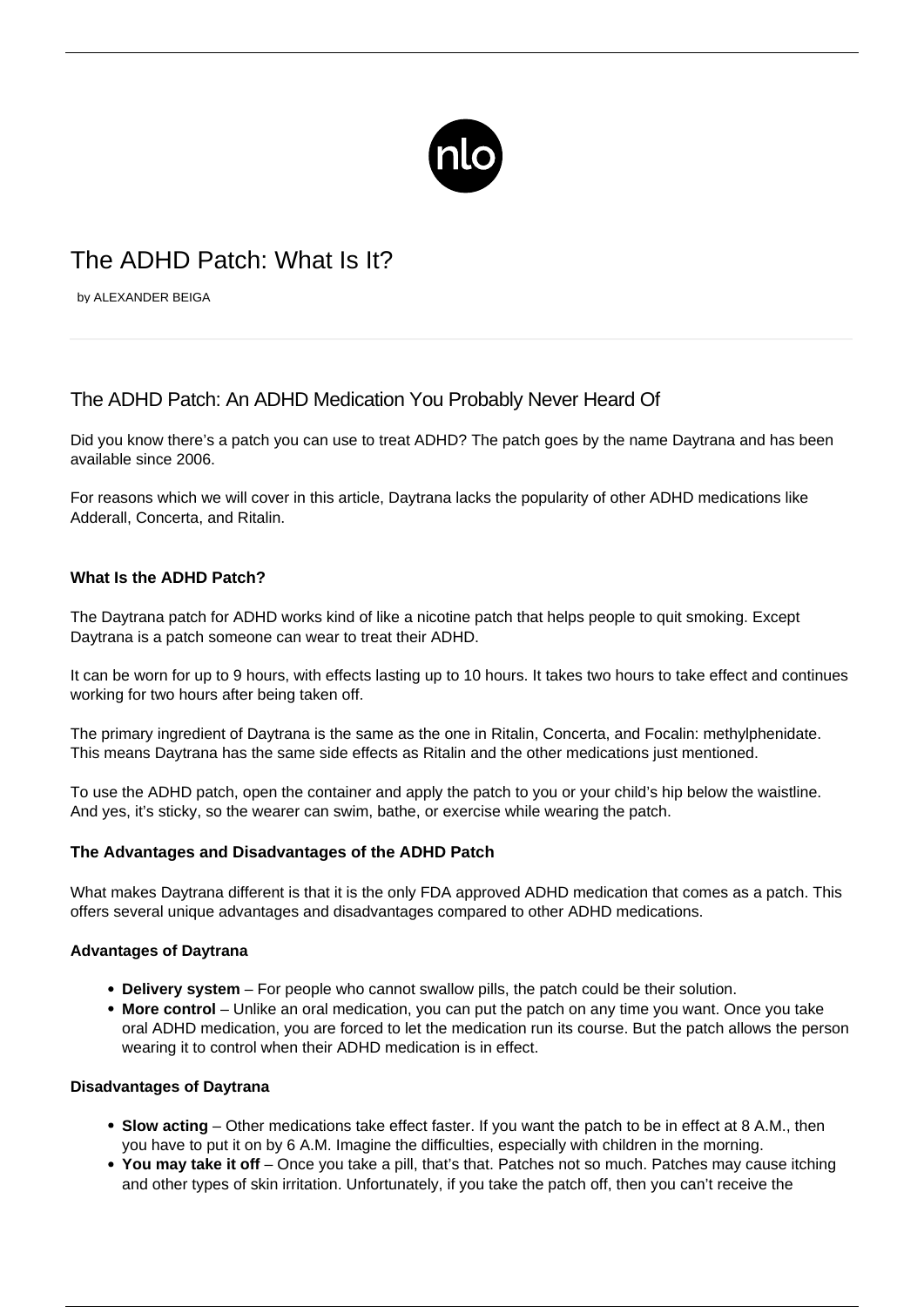# The ADHD Patch: What Is It?

by ALEXANDER BEIGA

## The ADHD Patch: An ADHD Medication You Probably Never Heard Of

Did you know there's a patch you can use to treat ADHD? The patch goes by the name Daytrana and has been available since 2006.

For reasons which we will cover in this article, Daytrana lacks the popularity of other ADHD medications like Adderall, Concerta, and Ritalin.

### What Is the ADHD Patch?

The Daytrana patch for ADHD works kind of like a nicotine patch that helps people to quit smoking. Except Daytrana is a patch someone can wear to treat their ADHD.

It can be worn for up to 9 hours, with effects lasting up to 10 hours. It takes two hours to take effect and continues working for two hours after being taken off.

The primary ingredient of Daytrana is the same as the one in Ritalin, Concerta, and Focalin: methylphenidate. This means Daytrana has the same side effects as Ritalin and the other medications just mentioned.

To use the ADHD patch, open the container and apply the patch to you or your child's hip below the waistline. And yes, it's sticky, so the wearer can swim, bathe, or exercise while wearing the patch.

### The Advantages and Disadvantages of the ADHD Patch

What makes Daytrana different is that it is the only FDA approved ADHD medication that comes as a patch. This offers several unique advantages and disadvantages compared to other ADHD medications.

#### Advantages of Daytrana

- **Delivery system** – For people who cannot swallow pills, the patch could be their solution.
- **More control** – Unlike an oral medication, you can put the patch on any time you want. Once you take oral ADHD medication, you are forced to let the medication run its course. But the patch allows the person wearing it to control when their ADHD medication is in effect.

#### Disadvantages of Daytrana

- **Slow acting** – Other medications take effect faster. If you want the patch to be in effect at 8 A.M., then you have to put it on by 6 A.M. Imagine the difficulties, especially with children in the morning.
- **You may take it off** – Once you take a pill, that's that. Patches not so much. Patches may cause itching and other types of skin irritation. Unfortunately, if you take the patch off, then you can't receive the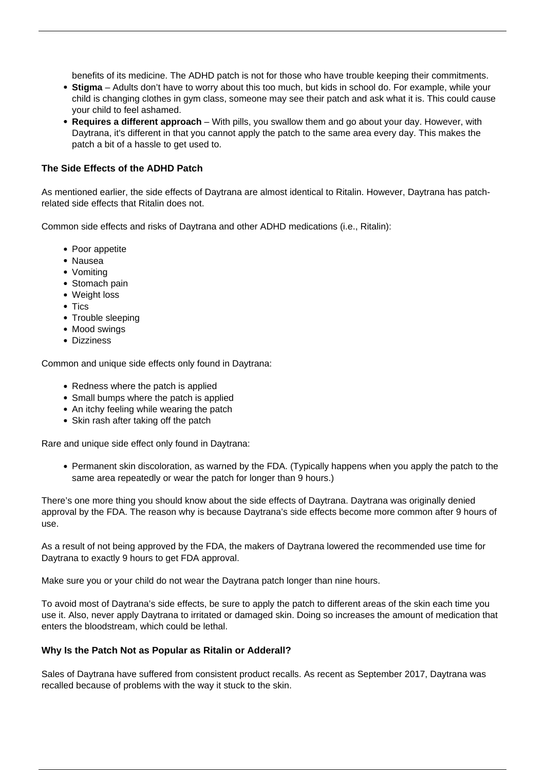benefits of its medicine. The ADHD patch is not for those who have trouble keeping their commitments.

- **Stigma** – Adults don't have to worry about this too much, but kids in school do. For example, while your child is changing clothes in gym class, someone may see their patch and ask what it is. This could cause your child to feel ashamed.
- **Requires a different approach** – With pills, you swallow them and go about your day. However, with Daytrana, it's different in that you cannot apply the patch to the same area every day. This makes the patch a bit of a hassle to get used to.

### The Side Effects of the ADHD Patch

As mentioned earlier, the side effects of Daytrana are almost identical to Ritalin. However, Daytrana has patch-related side effects that Ritalin does not.

Common side effects and risks of Daytrana and other ADHD medications (i.e., Ritalin):

- Poor appetite
- Nausea
- Vomiting
- Stomach pain
- Weight loss
- Tics
- Trouble sleeping
- Mood swings
- Dizziness

Common and unique side effects only found in Daytrana:

- Redness where the patch is applied
- Small bumps where the patch is applied
- An itchy feeling while wearing the patch
- Skin rash after taking off the patch

Rare and unique side effect only found in Daytrana:

- Permanent skin discoloration, as warned by the FDA. (Typically happens when you apply the patch to the same area repeatedly or wear the patch for longer than 9 hours.)

There's one more thing you should know about the side effects of Daytrana. Daytrana was originally denied approval by the FDA. The reason why is because Daytrana's side effects become more common after 9 hours of use.

As a result of not being approved by the FDA, the makers of Daytrana lowered the recommended use time for Daytrana to exactly 9 hours to get FDA approval.

Make sure you or your child do not wear the Daytrana patch longer than nine hours.

To avoid most of Daytrana's side effects, be sure to apply the patch to different areas of the skin each time you use it. Also, never apply Daytrana to irritated or damaged skin. Doing so increases the amount of medication that enters the bloodstream, which could be lethal.

### Why Is the Patch Not as Popular as Ritalin or Adderall?

Sales of Daytrana have suffered from consistent product recalls. As recent as September 2017, Daytrana was recalled because of problems with the way it stuck to the skin.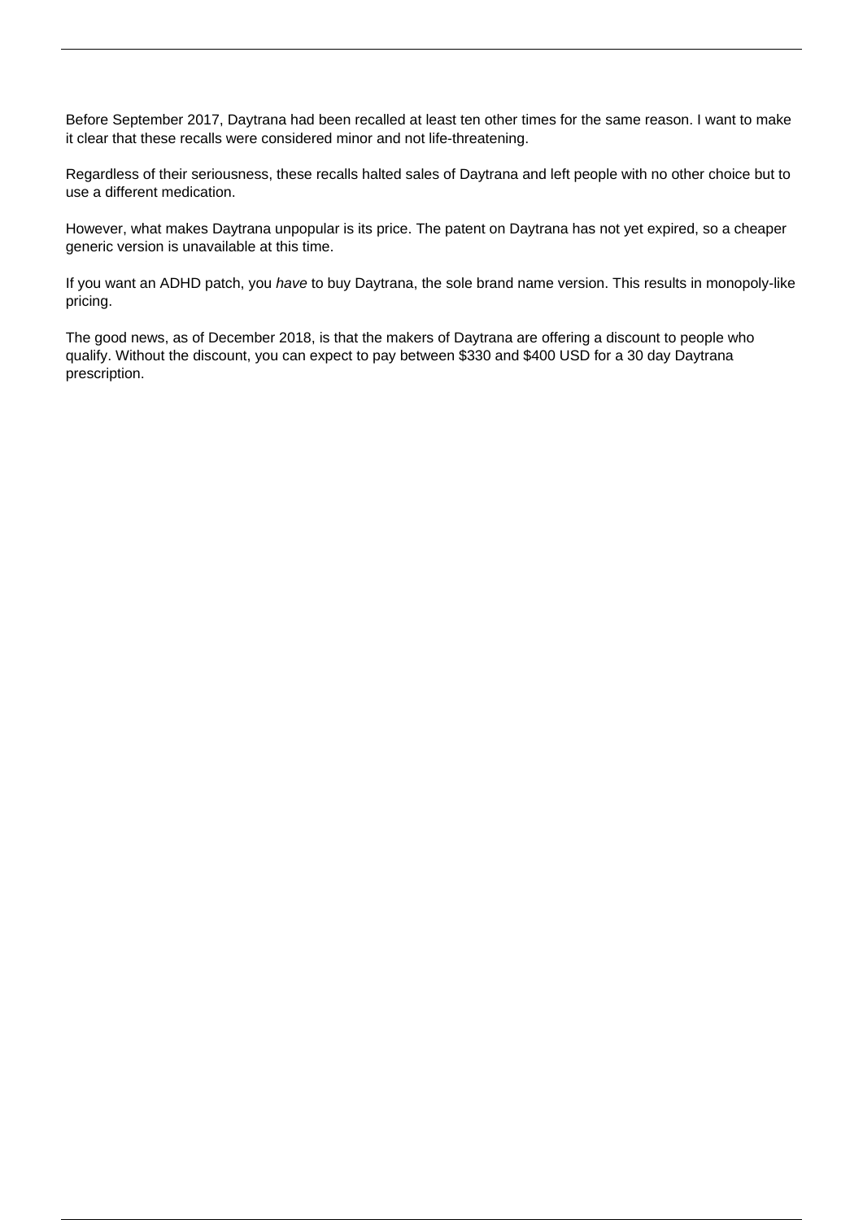Before September 2017, Daytrana had been recalled at least ten other times for the same reason. I want to make it clear that these recalls were considered minor and not life-threatening.

Regardless of their seriousness, these recalls halted sales of Daytrana and left people with no other choice but to use a different medication.

However, what makes Daytrana unpopular is its price. The patent on Daytrana has not yet expired, so a cheaper generic version is unavailable at this time.

If you want an ADHD patch, you *have* to buy Daytrana, the sole brand name version. This results in monopoly-like pricing.

The good news, as of December 2018, is that the makers of Daytrana are offering a discount to people who qualify. Without the discount, you can expect to pay between $330 and $400 USD for a 30 day Daytrana prescription.